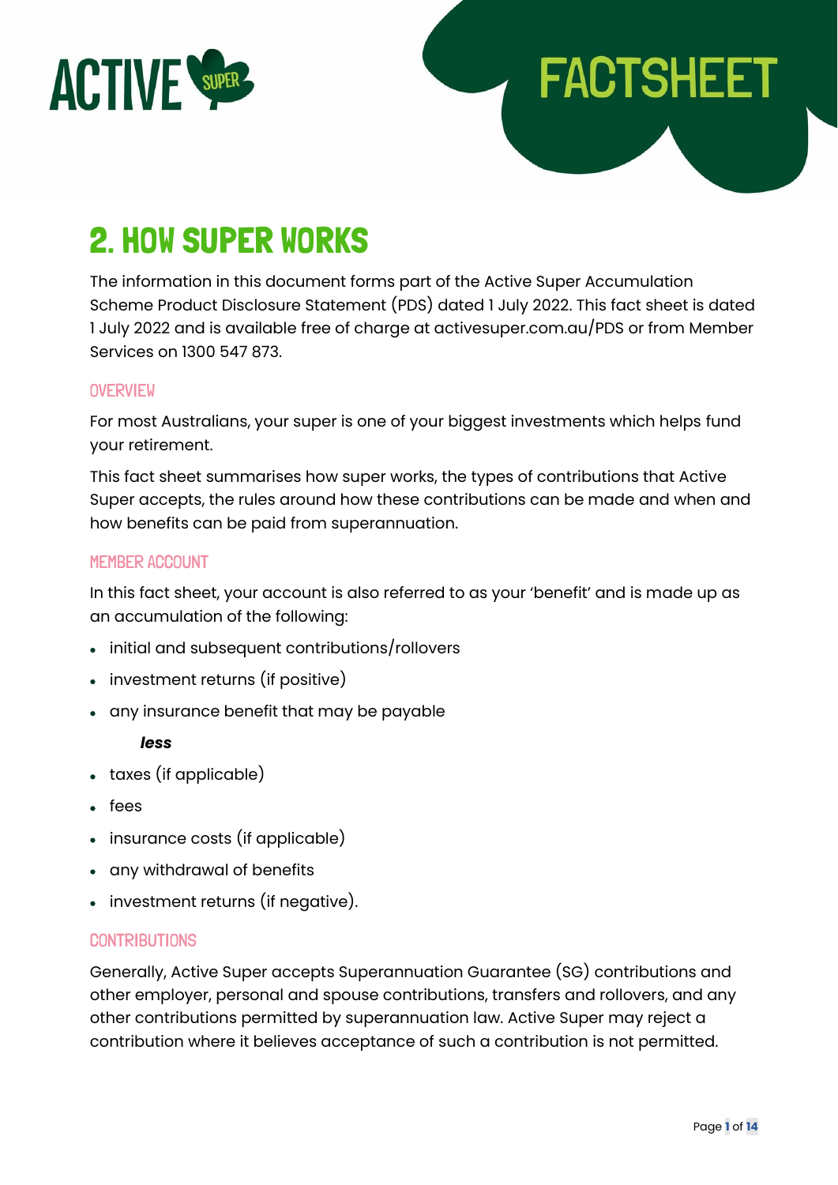ACTIVE SUPER

# FACTSHEET

# 2. HOW SUPER WORKS

The information in this document forms part of the Active Super Accumulation Scheme Product Disclosure Statement (PDS) dated 1 July 2022. This fact sheet is dated 1 July 2022 and is available free of charge at activesuper.com.au/PDS or from Member Services on 1300 547 873.

## OVERVIEW

For most Australians, your super is one of your biggest investments which helps fund your retirement.

This fact sheet summarises how super works, the types of contributions that Active Super accepts, the rules around how these contributions can be made and when and how benefits can be paid from superannuation.

## MEMBER ACCOUNT

In this fact sheet, your account is also referred to as your 'benefit' and is made up as an accumulation of the following:

- initial and subsequent contributions/rollovers
- investment returns (if positive)
- any insurance benefit that may be payable

***less***

- taxes (if applicable)
- fees
- insurance costs (if applicable)
- any withdrawal of benefits
- investment returns (if negative).

## CONTRIBUTIONS

Generally, Active Super accepts Superannuation Guarantee (SG) contributions and other employer, personal and spouse contributions, transfers and rollovers, and any other contributions permitted by superannuation law. Active Super may reject a contribution where it believes acceptance of such a contribution is not permitted.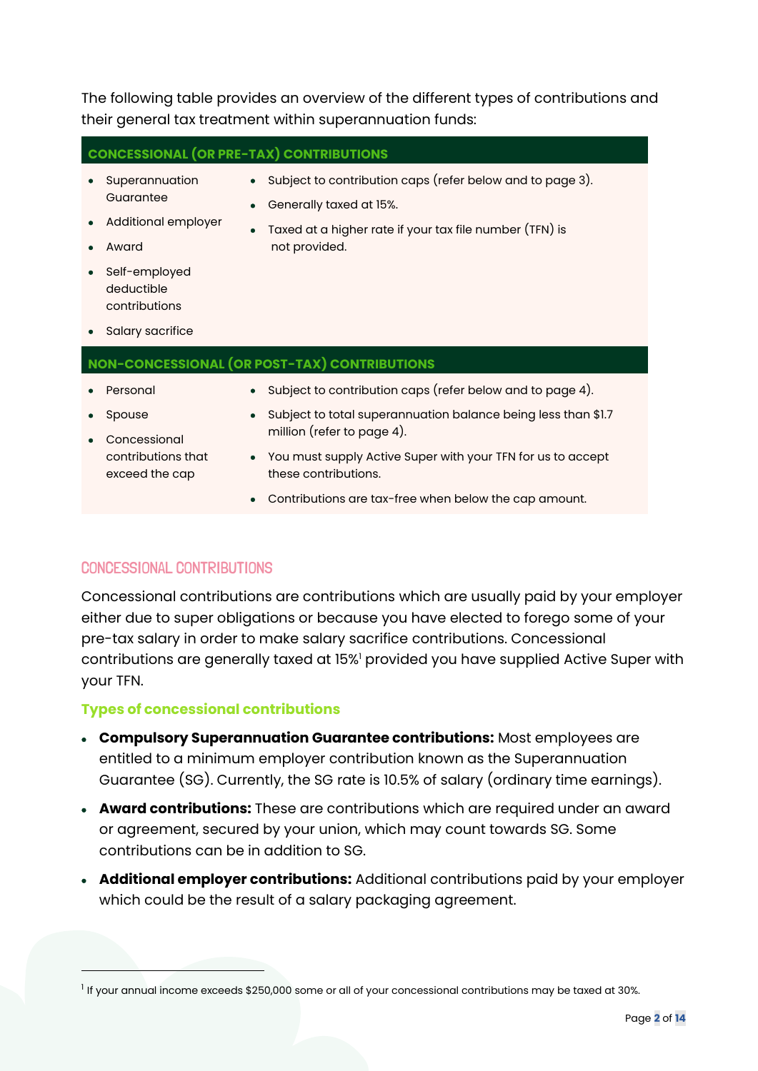The following table provides an overview of the different types of contributions and their general tax treatment within superannuation funds:

| **CONCESSIONAL (OR PRE-TAX) CONTRIBUTIONS** | |
|---|---|
| • Superannuation Guarantee<br>• Additional employer<br>• Award<br>• Self-employed deductible contributions<br>• Salary sacrifice | • Subject to contribution caps (refer below and to page 3).<br>• Generally taxed at 15%.<br>• Taxed at a higher rate if your tax file number (TFN) is not provided. |
| **NON-CONCESSIONAL (OR POST-TAX) CONTRIBUTIONS** | |
| • Personal<br>• Spouse<br>• Concessional contributions that exceed the cap | • Subject to contribution caps (refer below and to page 4).<br>• Subject to total superannuation balance being less than $1.7 million (refer to page 4).<br>• You must supply Active Super with your TFN for us to accept these contributions.<br>• Contributions are tax-free when below the cap amount. |

## CONCESSIONAL CONTRIBUTIONS

Concessional contributions are contributions which are usually paid by your employer either due to super obligations or because you have elected to forego some of your pre-tax salary in order to make salary sacrifice contributions. Concessional contributions are generally taxed at 15%[1] provided you have supplied Active Super with your TFN.

### Types of concessional contributions

- **Compulsory Superannuation Guarantee contributions:** Most employees are entitled to a minimum employer contribution known as the Superannuation Guarantee (SG). Currently, the SG rate is 10.5% of salary (ordinary time earnings).
- **Award contributions:** These are contributions which are required under an award or agreement, secured by your union, which may count towards SG. Some contributions can be in addition to SG.
- **Additional employer contributions:** Additional contributions paid by your employer which could be the result of a salary packaging agreement.

[1] If your annual income exceeds $250,000 some or all of your concessional contributions may be taxed at 30%.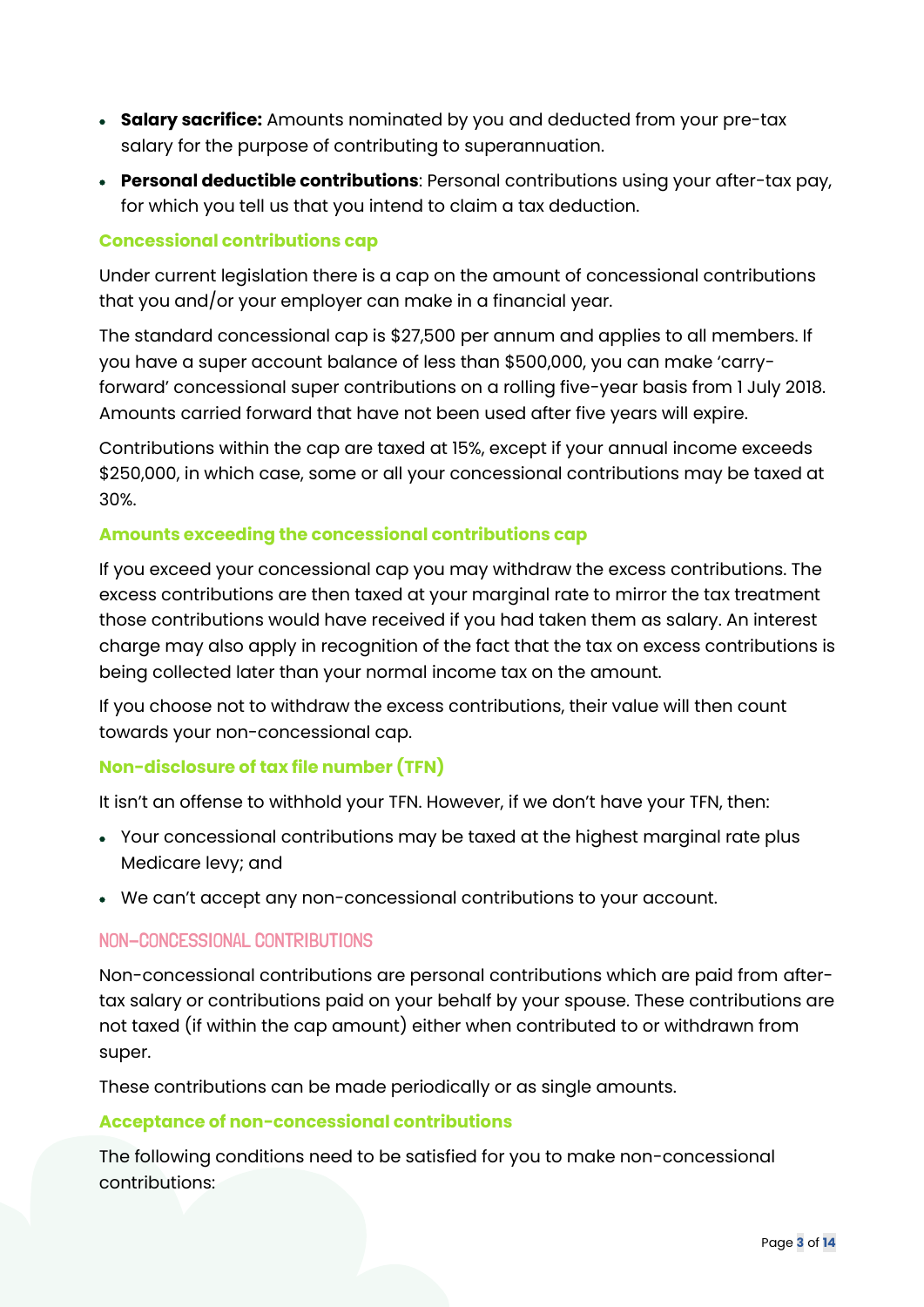- **Salary sacrifice:** Amounts nominated by you and deducted from your pre-tax salary for the purpose of contributing to superannuation.
- **Personal deductible contributions**: Personal contributions using your after-tax pay, for which you tell us that you intend to claim a tax deduction.

### Concessional contributions cap

Under current legislation there is a cap on the amount of concessional contributions that you and/or your employer can make in a financial year.

The standard concessional cap is $27,500 per annum and applies to all members. If you have a super account balance of less than $500,000, you can make 'carry-forward' concessional super contributions on a rolling five-year basis from 1 July 2018. Amounts carried forward that have not been used after five years will expire.

Contributions within the cap are taxed at 15%, except if your annual income exceeds $250,000, in which case, some or all your concessional contributions may be taxed at 30%.

### Amounts exceeding the concessional contributions cap

If you exceed your concessional cap you may withdraw the excess contributions. The excess contributions are then taxed at your marginal rate to mirror the tax treatment those contributions would have received if you had taken them as salary. An interest charge may also apply in recognition of the fact that the tax on excess contributions is being collected later than your normal income tax on the amount.

If you choose not to withdraw the excess contributions, their value will then count towards your non-concessional cap.

### Non-disclosure of tax file number (TFN)

It isn't an offense to withhold your TFN. However, if we don't have your TFN, then:

- Your concessional contributions may be taxed at the highest marginal rate plus Medicare levy; and
- We can't accept any non-concessional contributions to your account.

## NON-CONCESSIONAL CONTRIBUTIONS

Non-concessional contributions are personal contributions which are paid from after-tax salary or contributions paid on your behalf by your spouse. These contributions are not taxed (if within the cap amount) either when contributed to or withdrawn from super.

These contributions can be made periodically or as single amounts.

### Acceptance of non-concessional contributions

The following conditions need to be satisfied for you to make non-concessional contributions: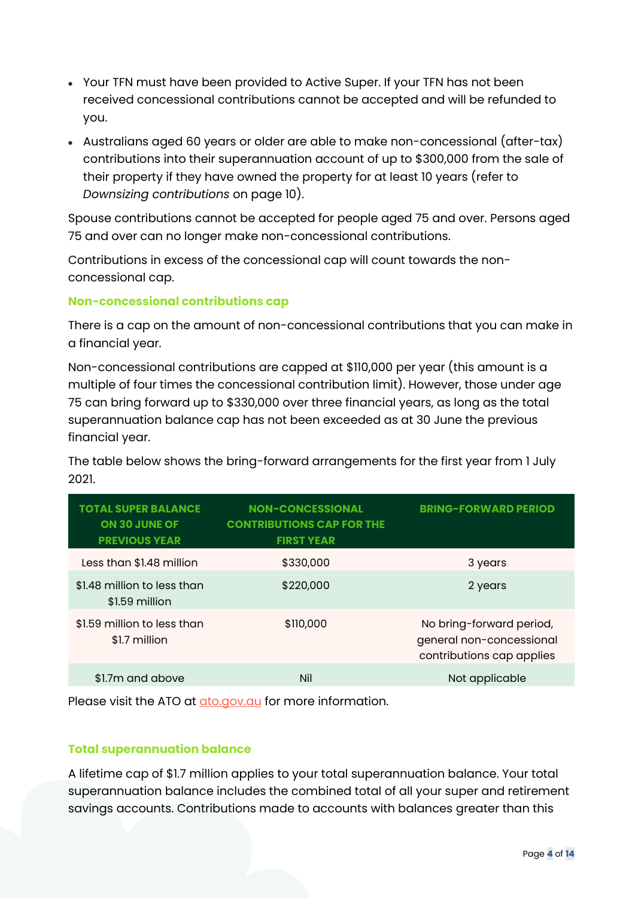- Your TFN must have been provided to Active Super. If your TFN has not been received concessional contributions cannot be accepted and will be refunded to you.
- Australians aged 60 years or older are able to make non-concessional (after-tax) contributions into their superannuation account of up to $300,000 from the sale of their property if they have owned the property for at least 10 years (refer to *Downsizing contributions* on page 10).

Spouse contributions cannot be accepted for people aged 75 and over. Persons aged 75 and over can no longer make non-concessional contributions.

Contributions in excess of the concessional cap will count towards the non-concessional cap.

### Non-concessional contributions cap

There is a cap on the amount of non-concessional contributions that you can make in a financial year.

Non-concessional contributions are capped at $110,000 per year (this amount is a multiple of four times the concessional contribution limit). However, those under age 75 can bring forward up to $330,000 over three financial years, as long as the total superannuation balance cap has not been exceeded as at 30 June the previous financial year.

The table below shows the bring-forward arrangements for the first year from 1 July 2021.

| TOTAL SUPER BALANCE ON 30 JUNE OF PREVIOUS YEAR | NON-CONCESSIONAL CONTRIBUTIONS CAP FOR THE FIRST YEAR | BRING-FORWARD PERIOD |
|---|---|---|
| Less than $1.48 million | $330,000 | 3 years |
| $1.48 million to less than $1.59 million | $220,000 | 2 years |
| $1.59 million to less than $1.7 million | $110,000 | No bring-forward period, general non-concessional contributions cap applies |
| $1.7m and above | Nil | Not applicable |

Please visit the ATO at ato.gov.au for more information.

### Total superannuation balance

A lifetime cap of $1.7 million applies to your total superannuation balance. Your total superannuation balance includes the combined total of all your super and retirement savings accounts. Contributions made to accounts with balances greater than this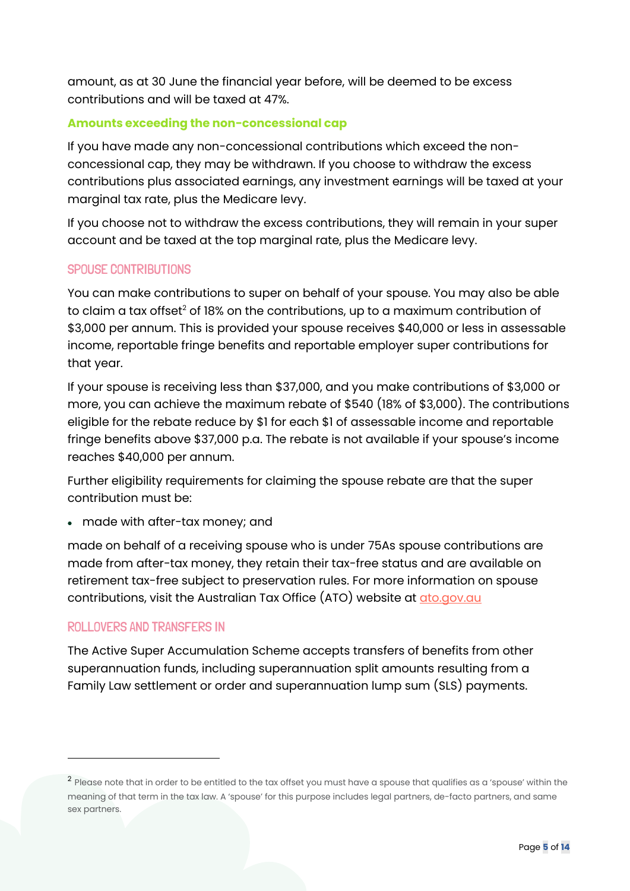amount, as at 30 June the financial year before, will be deemed to be excess contributions and will be taxed at 47%.

#### Amounts exceeding the non-concessional cap

If you have made any non-concessional contributions which exceed the non-concessional cap, they may be withdrawn. If you choose to withdraw the excess contributions plus associated earnings, any investment earnings will be taxed at your marginal tax rate, plus the Medicare levy.

If you choose not to withdraw the excess contributions, they will remain in your super account and be taxed at the top marginal rate, plus the Medicare levy.

### SPOUSE CONTRIBUTIONS

You can make contributions to super on behalf of your spouse. You may also be able to claim a tax offset[2] of 18% on the contributions, up to a maximum contribution of $3,000 per annum. This is provided your spouse receives $40,000 or less in assessable income, reportable fringe benefits and reportable employer super contributions for that year.

If your spouse is receiving less than $37,000, and you make contributions of $3,000 or more, you can achieve the maximum rebate of $540 (18% of $3,000). The contributions eligible for the rebate reduce by $1 for each $1 of assessable income and reportable fringe benefits above $37,000 p.a. The rebate is not available if your spouse's income reaches $40,000 per annum.

Further eligibility requirements for claiming the spouse rebate are that the super contribution must be:

- made with after-tax money; and

made on behalf of a receiving spouse who is under 75As spouse contributions are made from after-tax money, they retain their tax-free status and are available on retirement tax-free subject to preservation rules. For more information on spouse contributions, visit the Australian Tax Office (ATO) website at ato.gov.au

### ROLLOVERS AND TRANSFERS IN

The Active Super Accumulation Scheme accepts transfers of benefits from other superannuation funds, including superannuation split amounts resulting from a Family Law settlement or order and superannuation lump sum (SLS) payments.

---

[2] Please note that in order to be entitled to the tax offset you must have a spouse that qualifies as a 'spouse' within the meaning of that term in the tax law. A 'spouse' for this purpose includes legal partners, de-facto partners, and same sex partners.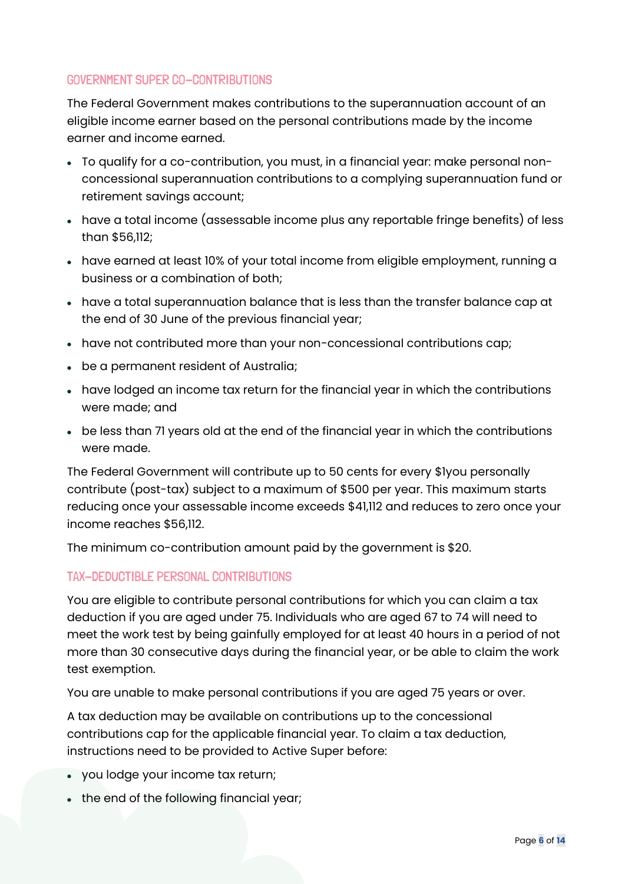## GOVERNMENT SUPER CO-CONTRIBUTIONS

The Federal Government makes contributions to the superannuation account of an eligible income earner based on the personal contributions made by the income earner and income earned.

- To qualify for a co-contribution, you must, in a financial year: make personal non-concessional superannuation contributions to a complying superannuation fund or retirement savings account;
- have a total income (assessable income plus any reportable fringe benefits) of less than $56,112;
- have earned at least 10% of your total income from eligible employment, running a business or a combination of both;
- have a total superannuation balance that is less than the transfer balance cap at the end of 30 June of the previous financial year;
- have not contributed more than your non-concessional contributions cap;
- be a permanent resident of Australia;
- have lodged an income tax return for the financial year in which the contributions were made; and
- be less than 71 years old at the end of the financial year in which the contributions were made.

The Federal Government will contribute up to 50 cents for every $1you personally contribute (post-tax) subject to a maximum of $500 per year. This maximum starts reducing once your assessable income exceeds $41,112 and reduces to zero once your income reaches $56,112.

The minimum co-contribution amount paid by the government is $20.

## TAX-DEDUCTIBLE PERSONAL CONTRIBUTIONS

You are eligible to contribute personal contributions for which you can claim a tax deduction if you are aged under 75. Individuals who are aged 67 to 74 will need to meet the work test by being gainfully employed for at least 40 hours in a period of not more than 30 consecutive days during the financial year, or be able to claim the work test exemption.

You are unable to make personal contributions if you are aged 75 years or over.

A tax deduction may be available on contributions up to the concessional contributions cap for the applicable financial year. To claim a tax deduction, instructions need to be provided to Active Super before:

- you lodge your income tax return;
- the end of the following financial year;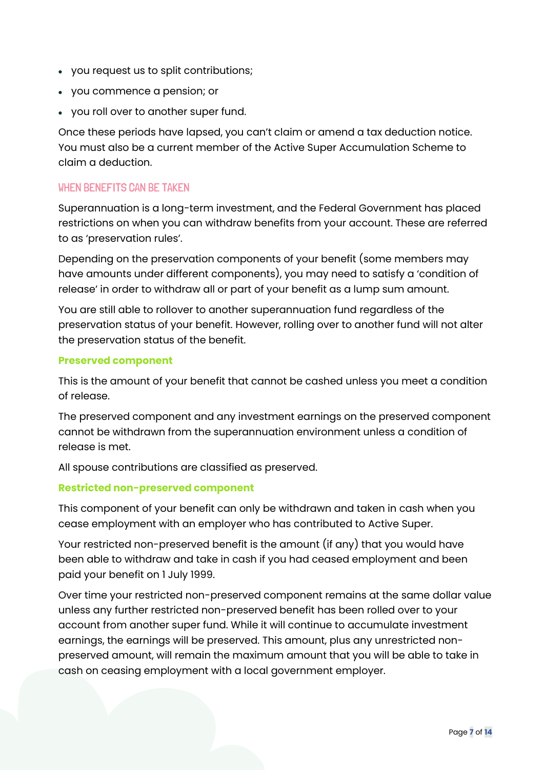- you request us to split contributions;
- you commence a pension; or
- you roll over to another super fund.

Once these periods have lapsed, you can't claim or amend a tax deduction notice. You must also be a current member of the Active Super Accumulation Scheme to claim a deduction.

## WHEN BENEFITS CAN BE TAKEN

Superannuation is a long-term investment, and the Federal Government has placed restrictions on when you can withdraw benefits from your account. These are referred to as 'preservation rules'.

Depending on the preservation components of your benefit (some members may have amounts under different components), you may need to satisfy a 'condition of release' in order to withdraw all or part of your benefit as a lump sum amount.

You are still able to rollover to another superannuation fund regardless of the preservation status of your benefit. However, rolling over to another fund will not alter the preservation status of the benefit.

### Preserved component

This is the amount of your benefit that cannot be cashed unless you meet a condition of release.

The preserved component and any investment earnings on the preserved component cannot be withdrawn from the superannuation environment unless a condition of release is met.

All spouse contributions are classified as preserved.

### Restricted non-preserved component

This component of your benefit can only be withdrawn and taken in cash when you cease employment with an employer who has contributed to Active Super.

Your restricted non-preserved benefit is the amount (if any) that you would have been able to withdraw and take in cash if you had ceased employment and been paid your benefit on 1 July 1999.

Over time your restricted non-preserved component remains at the same dollar value unless any further restricted non-preserved benefit has been rolled over to your account from another super fund. While it will continue to accumulate investment earnings, the earnings will be preserved. This amount, plus any unrestricted non-preserved amount, will remain the maximum amount that you will be able to take in cash on ceasing employment with a local government employer.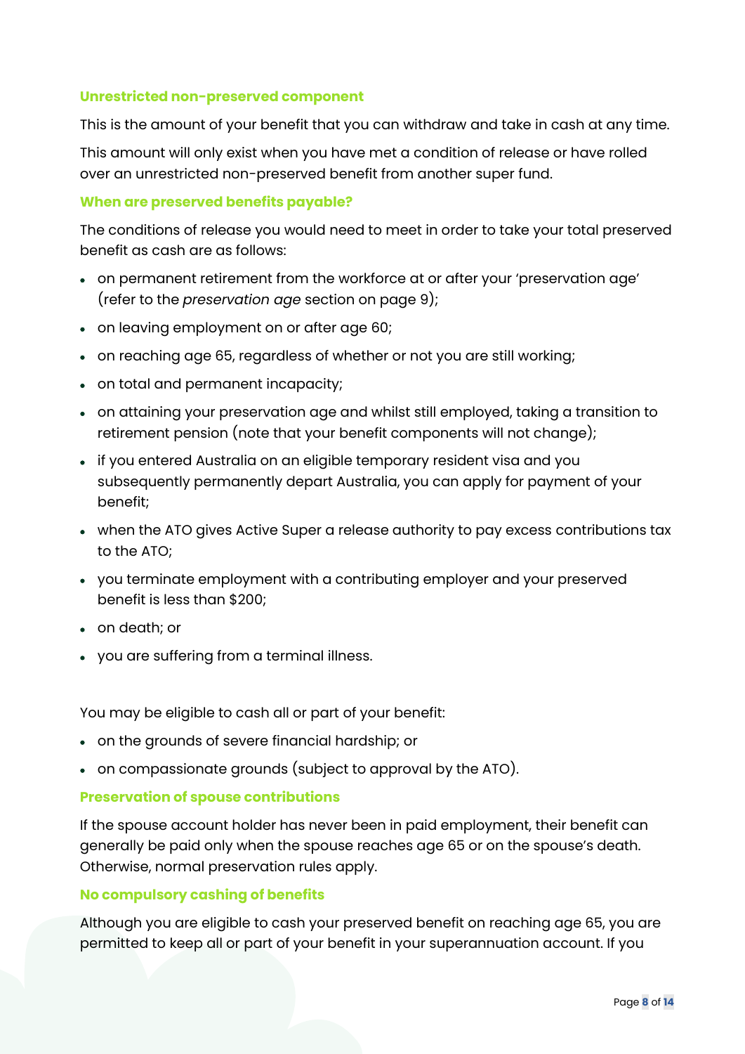### Unrestricted non-preserved component

This is the amount of your benefit that you can withdraw and take in cash at any time.

This amount will only exist when you have met a condition of release or have rolled over an unrestricted non-preserved benefit from another super fund.

### When are preserved benefits payable?

The conditions of release you would need to meet in order to take your total preserved benefit as cash are as follows:

- on permanent retirement from the workforce at or after your 'preservation age' (refer to the *preservation age* section on page 9);
- on leaving employment on or after age 60;
- on reaching age 65, regardless of whether or not you are still working;
- on total and permanent incapacity;
- on attaining your preservation age and whilst still employed, taking a transition to retirement pension (note that your benefit components will not change);
- if you entered Australia on an eligible temporary resident visa and you subsequently permanently depart Australia, you can apply for payment of your benefit;
- when the ATO gives Active Super a release authority to pay excess contributions tax to the ATO;
- you terminate employment with a contributing employer and your preserved benefit is less than $200;
- on death; or
- you are suffering from a terminal illness.

You may be eligible to cash all or part of your benefit:

- on the grounds of severe financial hardship; or
- on compassionate grounds (subject to approval by the ATO).

### Preservation of spouse contributions

If the spouse account holder has never been in paid employment, their benefit can generally be paid only when the spouse reaches age 65 or on the spouse's death. Otherwise, normal preservation rules apply.

### No compulsory cashing of benefits

Although you are eligible to cash your preserved benefit on reaching age 65, you are permitted to keep all or part of your benefit in your superannuation account. If you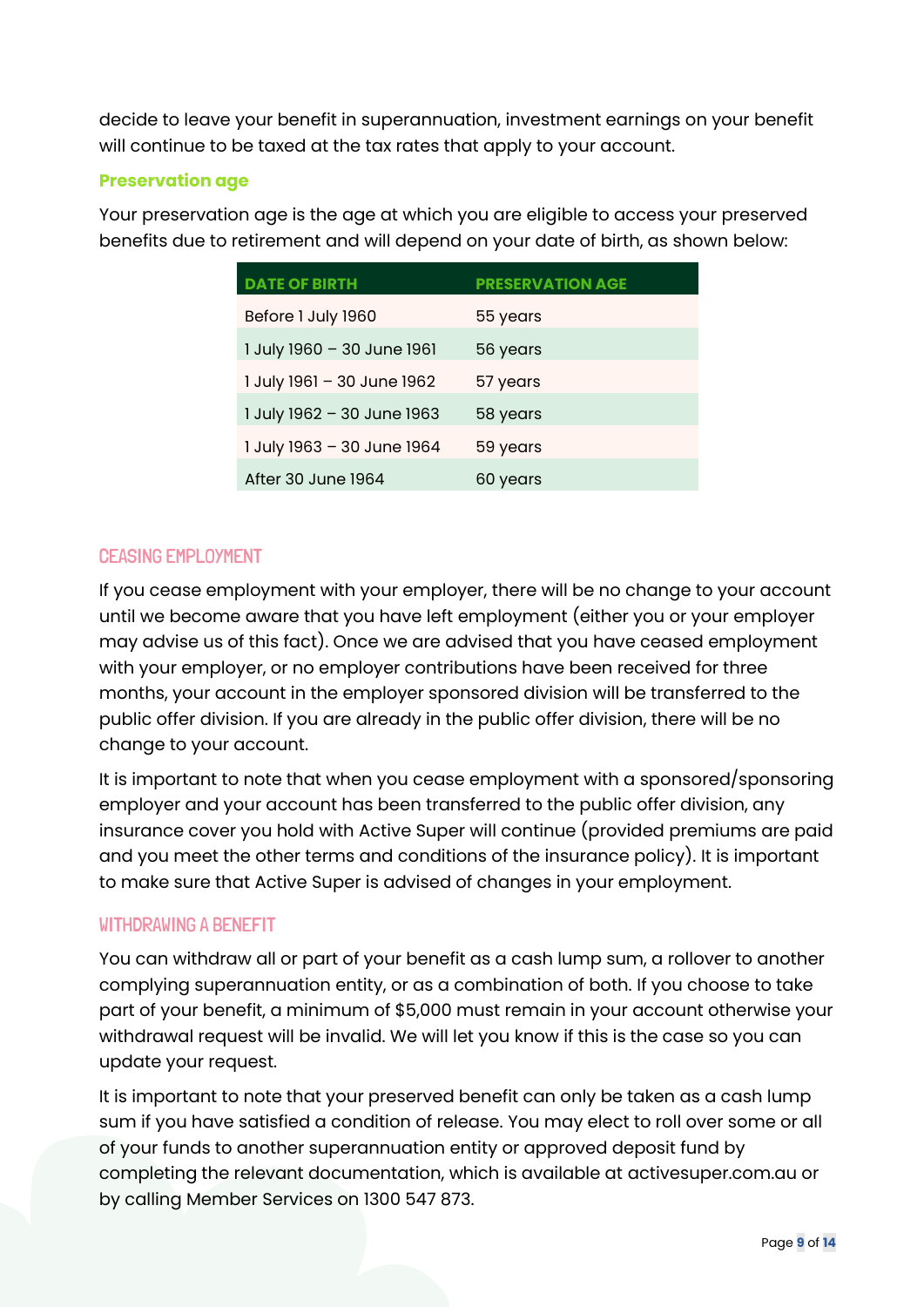decide to leave your benefit in superannuation, investment earnings on your benefit will continue to be taxed at the tax rates that apply to your account.

### Preservation age

Your preservation age is the age at which you are eligible to access your preserved benefits due to retirement and will depend on your date of birth, as shown below:

| DATE OF BIRTH | PRESERVATION AGE |
|---|---|
| Before 1 July 1960 | 55 years |
| 1 July 1960 – 30 June 1961 | 56 years |
| 1 July 1961 – 30 June 1962 | 57 years |
| 1 July 1962 – 30 June 1963 | 58 years |
| 1 July 1963 – 30 June 1964 | 59 years |
| After 30 June 1964 | 60 years |

## CEASING EMPLOYMENT

If you cease employment with your employer, there will be no change to your account until we become aware that you have left employment (either you or your employer may advise us of this fact). Once we are advised that you have ceased employment with your employer, or no employer contributions have been received for three months, your account in the employer sponsored division will be transferred to the public offer division. If you are already in the public offer division, there will be no change to your account.

It is important to note that when you cease employment with a sponsored/sponsoring employer and your account has been transferred to the public offer division, any insurance cover you hold with Active Super will continue (provided premiums are paid and you meet the other terms and conditions of the insurance policy). It is important to make sure that Active Super is advised of changes in your employment.

## WITHDRAWING A BENEFIT

You can withdraw all or part of your benefit as a cash lump sum, a rollover to another complying superannuation entity, or as a combination of both. If you choose to take part of your benefit, a minimum of $5,000 must remain in your account otherwise your withdrawal request will be invalid. We will let you know if this is the case so you can update your request.

It is important to note that your preserved benefit can only be taken as a cash lump sum if you have satisfied a condition of release. You may elect to roll over some or all of your funds to another superannuation entity or approved deposit fund by completing the relevant documentation, which is available at activesuper.com.au or by calling Member Services on 1300 547 873.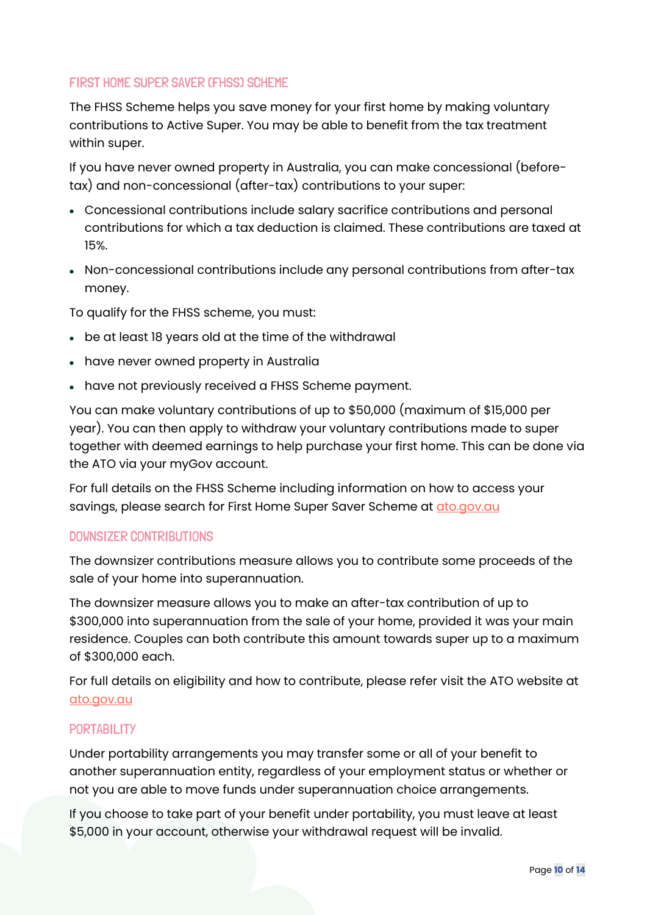### FIRST HOME SUPER SAVER (FHSS) SCHEME

The FHSS Scheme helps you save money for your first home by making voluntary contributions to Active Super. You may be able to benefit from the tax treatment within super.

If you have never owned property in Australia, you can make concessional (before-tax) and non-concessional (after-tax) contributions to your super:

- Concessional contributions include salary sacrifice contributions and personal contributions for which a tax deduction is claimed. These contributions are taxed at 15%.
- Non-concessional contributions include any personal contributions from after-tax money.

To qualify for the FHSS scheme, you must:

- be at least 18 years old at the time of the withdrawal
- have never owned property in Australia
- have not previously received a FHSS Scheme payment.

You can make voluntary contributions of up to $50,000 (maximum of $15,000 per year). You can then apply to withdraw your voluntary contributions made to super together with deemed earnings to help purchase your first home. This can be done via the ATO via your myGov account.

For full details on the FHSS Scheme including information on how to access your savings, please search for First Home Super Saver Scheme at ato.gov.au

### DOWNSIZER CONTRIBUTIONS

The downsizer contributions measure allows you to contribute some proceeds of the sale of your home into superannuation.

The downsizer measure allows you to make an after-tax contribution of up to $300,000 into superannuation from the sale of your home, provided it was your main residence. Couples can both contribute this amount towards super up to a maximum of $300,000 each.

For full details on eligibility and how to contribute, please refer visit the ATO website at ato.gov.au

### PORTABILITY

Under portability arrangements you may transfer some or all of your benefit to another superannuation entity, regardless of your employment status or whether or not you are able to move funds under superannuation choice arrangements.

If you choose to take part of your benefit under portability, you must leave at least $5,000 in your account, otherwise your withdrawal request will be invalid.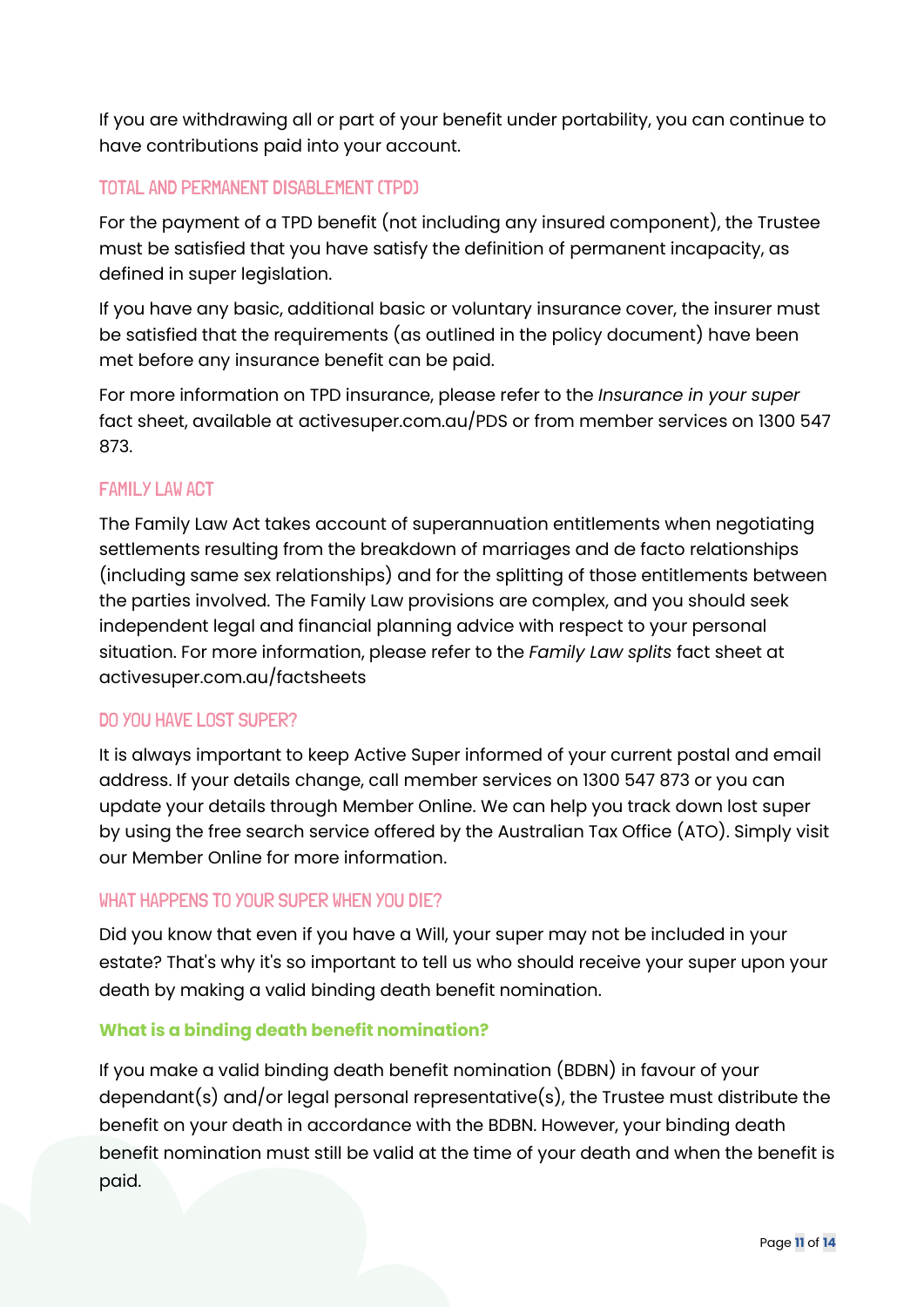If you are withdrawing all or part of your benefit under portability, you can continue to have contributions paid into your account.

## TOTAL AND PERMANENT DISABLEMENT (TPD)

For the payment of a TPD benefit (not including any insured component), the Trustee must be satisfied that you have satisfy the definition of permanent incapacity, as defined in super legislation.

If you have any basic, additional basic or voluntary insurance cover, the insurer must be satisfied that the requirements (as outlined in the policy document) have been met before any insurance benefit can be paid.

For more information on TPD insurance, please refer to the *Insurance in your super* fact sheet, available at activesuper.com.au/PDS or from member services on 1300 547 873.

## FAMILY LAW ACT

The Family Law Act takes account of superannuation entitlements when negotiating settlements resulting from the breakdown of marriages and de facto relationships (including same sex relationships) and for the splitting of those entitlements between the parties involved. The Family Law provisions are complex, and you should seek independent legal and financial planning advice with respect to your personal situation. For more information, please refer to the *Family Law splits* fact sheet at activesuper.com.au/factsheets

## DO YOU HAVE LOST SUPER?

It is always important to keep Active Super informed of your current postal and email address. If your details change, call member services on 1300 547 873 or you can update your details through Member Online. We can help you track down lost super by using the free search service offered by the Australian Tax Office (ATO). Simply visit our Member Online for more information.

## WHAT HAPPENS TO YOUR SUPER WHEN YOU DIE?

Did you know that even if you have a Will, your super may not be included in your estate? That's why it's so important to tell us who should receive your super upon your death by making a valid binding death benefit nomination.

### What is a binding death benefit nomination?

If you make a valid binding death benefit nomination (BDBN) in favour of your dependant(s) and/or legal personal representative(s), the Trustee must distribute the benefit on your death in accordance with the BDBN. However, your binding death benefit nomination must still be valid at the time of your death and when the benefit is paid.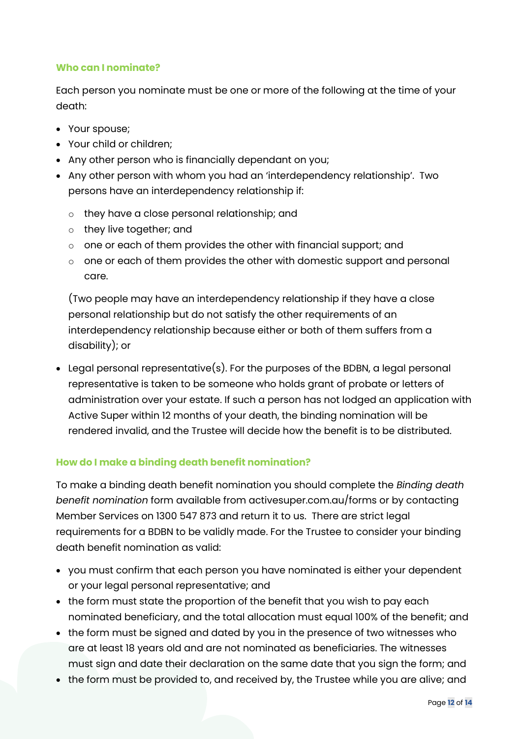### Who can I nominate?

Each person you nominate must be one or more of the following at the time of your death:

- Your spouse;
- Your child or children;
- Any other person who is financially dependant on you;
- Any other person with whom you had an 'interdependency relationship'. Two persons have an interdependency relationship if:
  - they have a close personal relationship; and
  - they live together; and
  - one or each of them provides the other with financial support; and
  - one or each of them provides the other with domestic support and personal care.

  (Two people may have an interdependency relationship if they have a close personal relationship but do not satisfy the other requirements of an interdependency relationship because either or both of them suffers from a disability); or

- Legal personal representative(s). For the purposes of the BDBN, a legal personal representative is taken to be someone who holds grant of probate or letters of administration over your estate. If such a person has not lodged an application with Active Super within 12 months of your death, the binding nomination will be rendered invalid, and the Trustee will decide how the benefit is to be distributed.

### How do I make a binding death benefit nomination?

To make a binding death benefit nomination you should complete the *Binding death benefit nomination* form available from activesuper.com.au/forms or by contacting Member Services on 1300 547 873 and return it to us. There are strict legal requirements for a BDBN to be validly made. For the Trustee to consider your binding death benefit nomination as valid:

- you must confirm that each person you have nominated is either your dependent or your legal personal representative; and
- the form must state the proportion of the benefit that you wish to pay each nominated beneficiary, and the total allocation must equal 100% of the benefit; and
- the form must be signed and dated by you in the presence of two witnesses who are at least 18 years old and are not nominated as beneficiaries. The witnesses must sign and date their declaration on the same date that you sign the form; and
- the form must be provided to, and received by, the Trustee while you are alive; and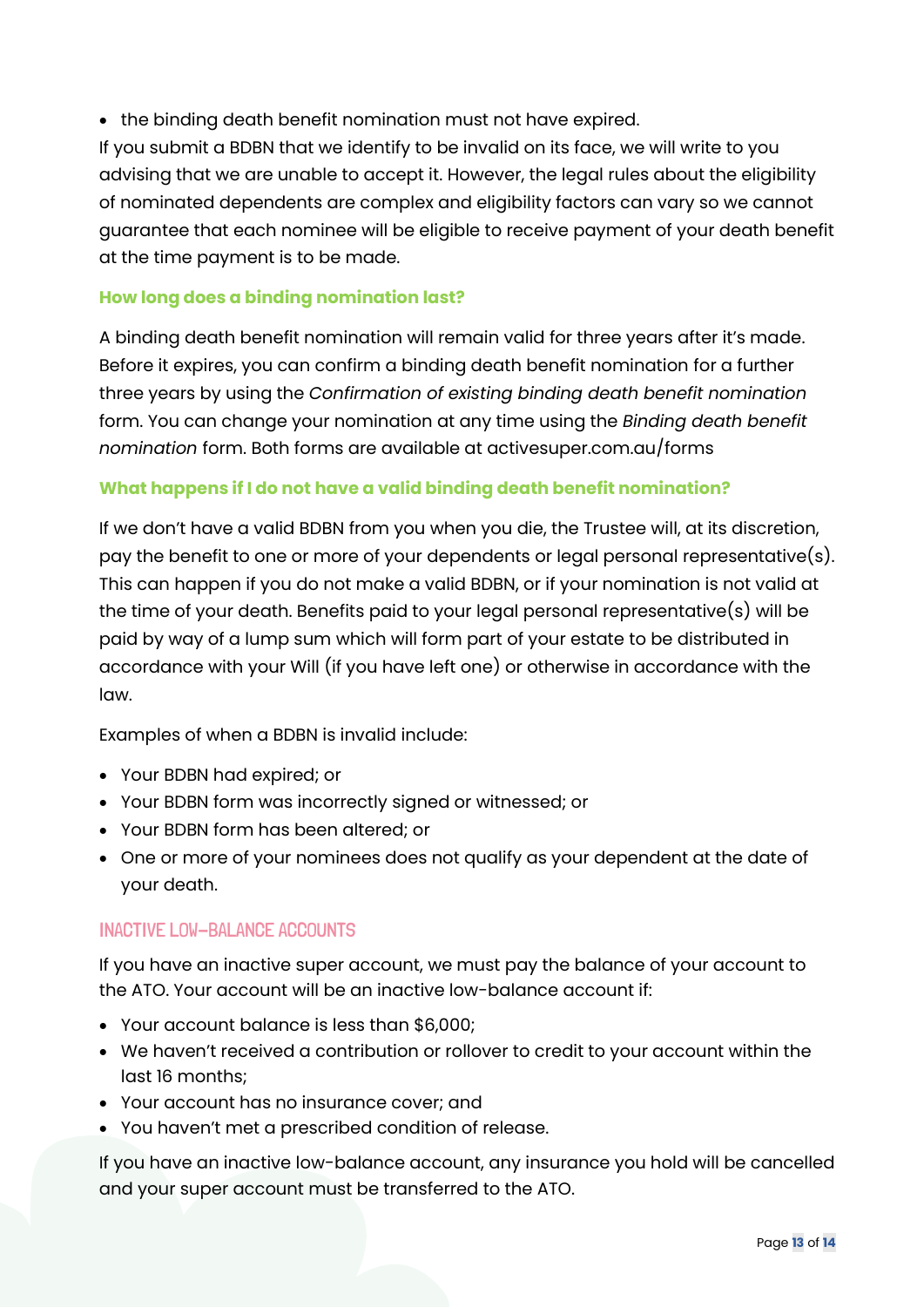- the binding death benefit nomination must not have expired.

If you submit a BDBN that we identify to be invalid on its face, we will write to you advising that we are unable to accept it. However, the legal rules about the eligibility of nominated dependents are complex and eligibility factors can vary so we cannot guarantee that each nominee will be eligible to receive payment of your death benefit at the time payment is to be made.

### How long does a binding nomination last?

A binding death benefit nomination will remain valid for three years after it's made. Before it expires, you can confirm a binding death benefit nomination for a further three years by using the *Confirmation of existing binding death benefit nomination* form. You can change your nomination at any time using the *Binding death benefit nomination* form. Both forms are available at activesuper.com.au/forms

### What happens if I do not have a valid binding death benefit nomination?

If we don't have a valid BDBN from you when you die, the Trustee will, at its discretion, pay the benefit to one or more of your dependents or legal personal representative(s). This can happen if you do not make a valid BDBN, or if your nomination is not valid at the time of your death. Benefits paid to your legal personal representative(s) will be paid by way of a lump sum which will form part of your estate to be distributed in accordance with your Will (if you have left one) or otherwise in accordance with the law.

Examples of when a BDBN is invalid include:

- Your BDBN had expired; or
- Your BDBN form was incorrectly signed or witnessed; or
- Your BDBN form has been altered; or
- One or more of your nominees does not qualify as your dependent at the date of your death.

## INACTIVE LOW-BALANCE ACCOUNTS

If you have an inactive super account, we must pay the balance of your account to the ATO. Your account will be an inactive low-balance account if:

- Your account balance is less than $6,000;
- We haven't received a contribution or rollover to credit to your account within the last 16 months;
- Your account has no insurance cover; and
- You haven't met a prescribed condition of release.

If you have an inactive low-balance account, any insurance you hold will be cancelled and your super account must be transferred to the ATO.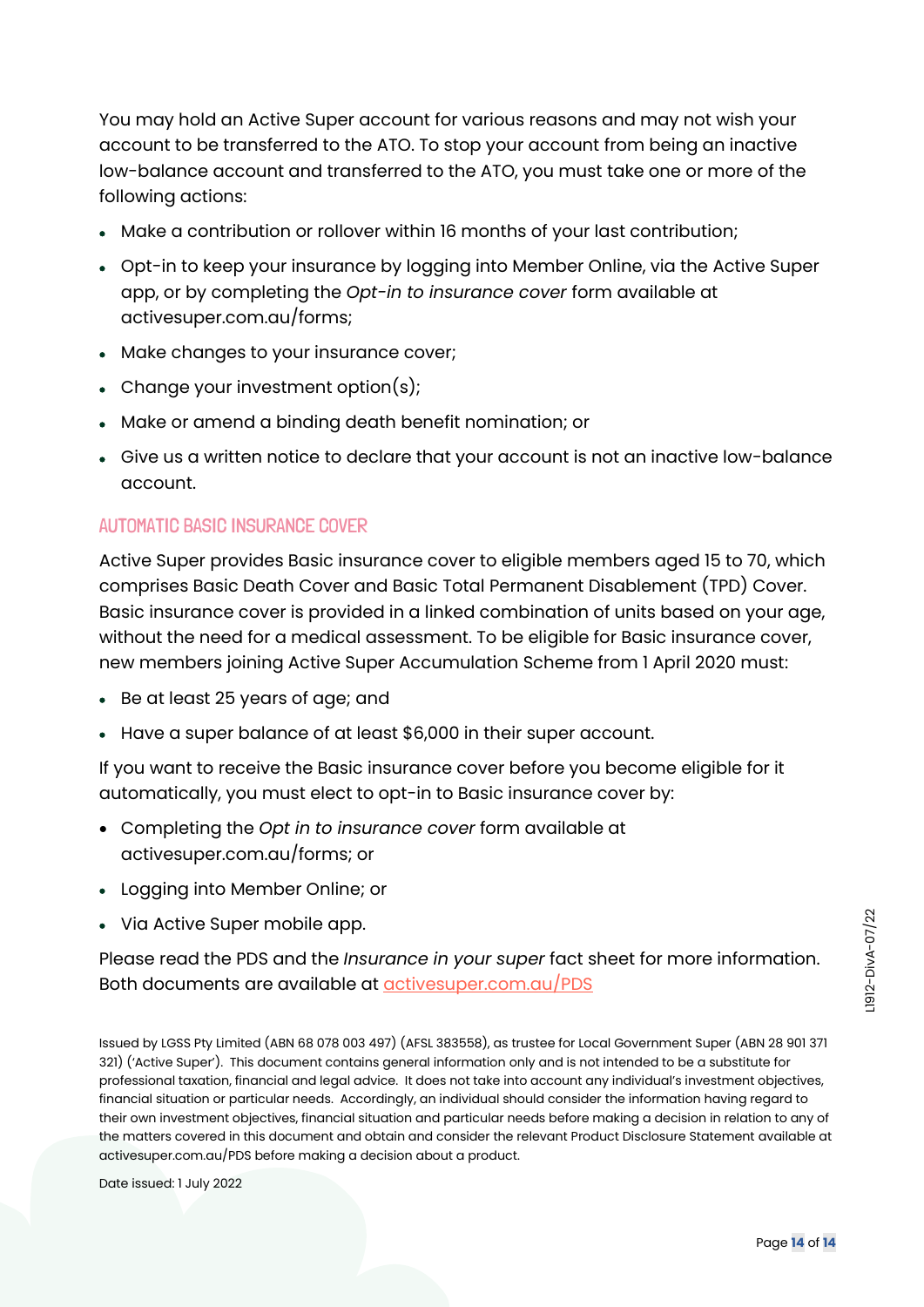You may hold an Active Super account for various reasons and may not wish your account to be transferred to the ATO. To stop your account from being an inactive low-balance account and transferred to the ATO, you must take one or more of the following actions:

- Make a contribution or rollover within 16 months of your last contribution;
- Opt-in to keep your insurance by logging into Member Online, via the Active Super app, or by completing the *Opt-in to insurance cover* form available at activesuper.com.au/forms;
- Make changes to your insurance cover;
- Change your investment option(s);
- Make or amend a binding death benefit nomination; or
- Give us a written notice to declare that your account is not an inactive low-balance account.

## AUTOMATIC BASIC INSURANCE COVER

Active Super provides Basic insurance cover to eligible members aged 15 to 70, which comprises Basic Death Cover and Basic Total Permanent Disablement (TPD) Cover. Basic insurance cover is provided in a linked combination of units based on your age, without the need for a medical assessment. To be eligible for Basic insurance cover, new members joining Active Super Accumulation Scheme from 1 April 2020 must:

- Be at least 25 years of age; and
- Have a super balance of at least $6,000 in their super account.

If you want to receive the Basic insurance cover before you become eligible for it automatically, you must elect to opt-in to Basic insurance cover by:

- Completing the *Opt in to insurance cover* form available at activesuper.com.au/forms; or
- Logging into Member Online; or
- Via Active Super mobile app.

Please read the PDS and the *Insurance in your super* fact sheet for more information. Both documents are available at activesuper.com.au/PDS

L1912-DivA-07/22

Issued by LGSS Pty Limited (ABN 68 078 003 497) (AFSL 383558), as trustee for Local Government Super (ABN 28 901 371 321) ('Active Super'). This document contains general information only and is not intended to be a substitute for professional taxation, financial and legal advice. It does not take into account any individual's investment objectives, financial situation or particular needs. Accordingly, an individual should consider the information having regard to their own investment objectives, financial situation and particular needs before making a decision in relation to any of the matters covered in this document and obtain and consider the relevant Product Disclosure Statement available at activesuper.com.au/PDS before making a decision about a product.

Date issued: 1 July 2022